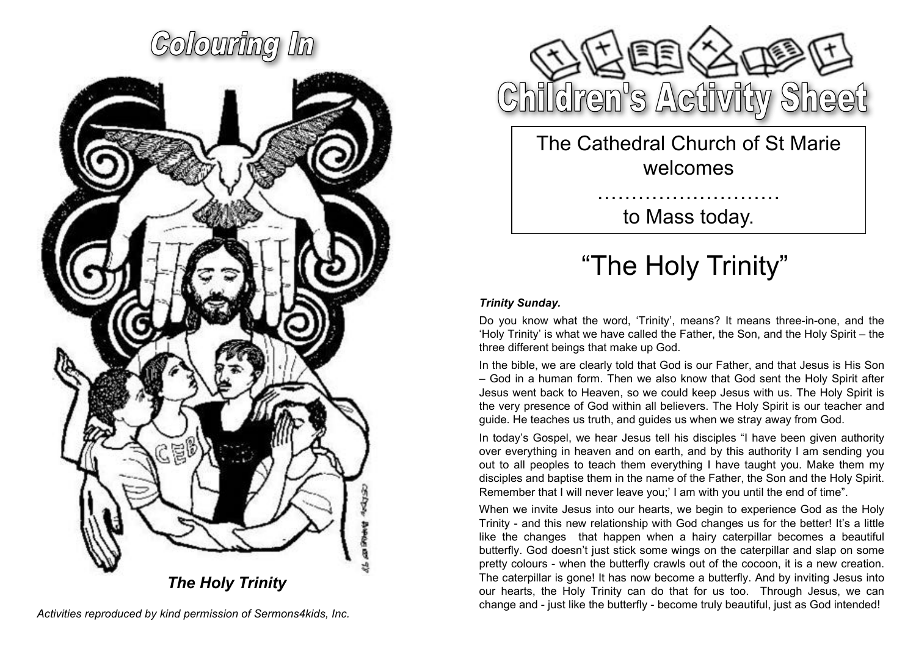# Colouring In

*The Holy Trinity*

*Activities reproduced by kind permission of Sermons4kids, Inc.*

# Children's Activity Sheet

The Cathedral Church of St Marie welcomes

………………………

to Mass today.

# "The Holy Trinity"

***Trinity Sunday.***

Do you know what the word, 'Trinity', means? It means three-in-one, and the 'Holy Trinity' is what we have called the Father, the Son, and the Holy Spirit – the three different beings that make up God.

In the bible, we are clearly told that God is our Father, and that Jesus is His Son – God in a human form. Then we also know that God sent the Holy Spirit after Jesus went back to Heaven, so we could keep Jesus with us. The Holy Spirit is the very presence of God within all believers. The Holy Spirit is our teacher and guide. He teaches us truth, and guides us when we stray away from God.

In today's Gospel, we hear Jesus tell his disciples "I have been given authority over everything in heaven and on earth, and by this authority I am sending you out to all peoples to teach them everything I have taught you. Make them my disciples and baptise them in the name of the Father, the Son and the Holy Spirit. Remember that I will never leave you;' I am with you until the end of time".

When we invite Jesus into our hearts, we begin to experience God as the Holy Trinity - and this new relationship with God changes us for the better! It's a little like the changes that happen when a hairy caterpillar becomes a beautiful butterfly. God doesn't just stick some wings on the caterpillar and slap on some pretty colours - when the butterfly crawls out of the cocoon, it is a new creation. The caterpillar is gone! It has now become a butterfly. And by inviting Jesus into our hearts, the Holy Trinity can do that for us too. Through Jesus, we can change and - just like the butterfly - become truly beautiful, just as God intended!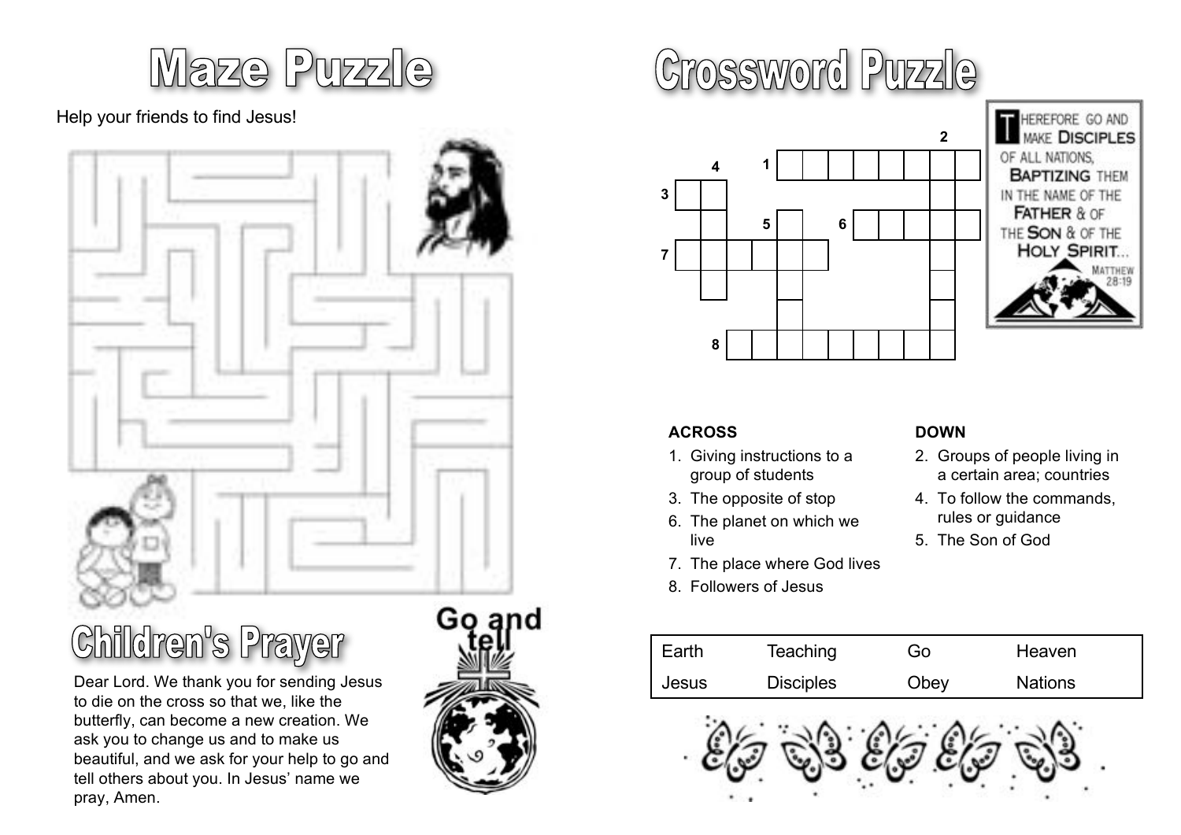# Maze Puzzle

Help your friends to find Jesus!

# Children's Prayer

Dear Lord. We thank you for sending Jesus to die on the cross so that we, like the butterfly, can become a new creation. We ask you to change us and to make us beautiful, and we ask for your help to go and tell others about you. In Jesus' name we pray, Amen.

Go and tell

# Crossword Puzzle

THEREFORE GO AND MAKE **DISCIPLES** OF ALL NATIONS, **BAPTIZING** THEM IN THE NAME OF THE **FATHER** & OF THE **SON** & OF THE **HOLY SPIRIT**...
MATTHEW 28:19

**ACROSS**

1. Giving instructions to a group of students
3. The opposite of stop
6. The planet on which we live
7. The place where God lives
8. Followers of Jesus

**DOWN**

2. Groups of people living in a certain area; countries
4. To follow the commands, rules or guidance
5. The Son of God

| | | | |
|---|---|---|---|
| Earth | Teaching | Go | Heaven |
| Jesus | Disciples | Obey | Nations |